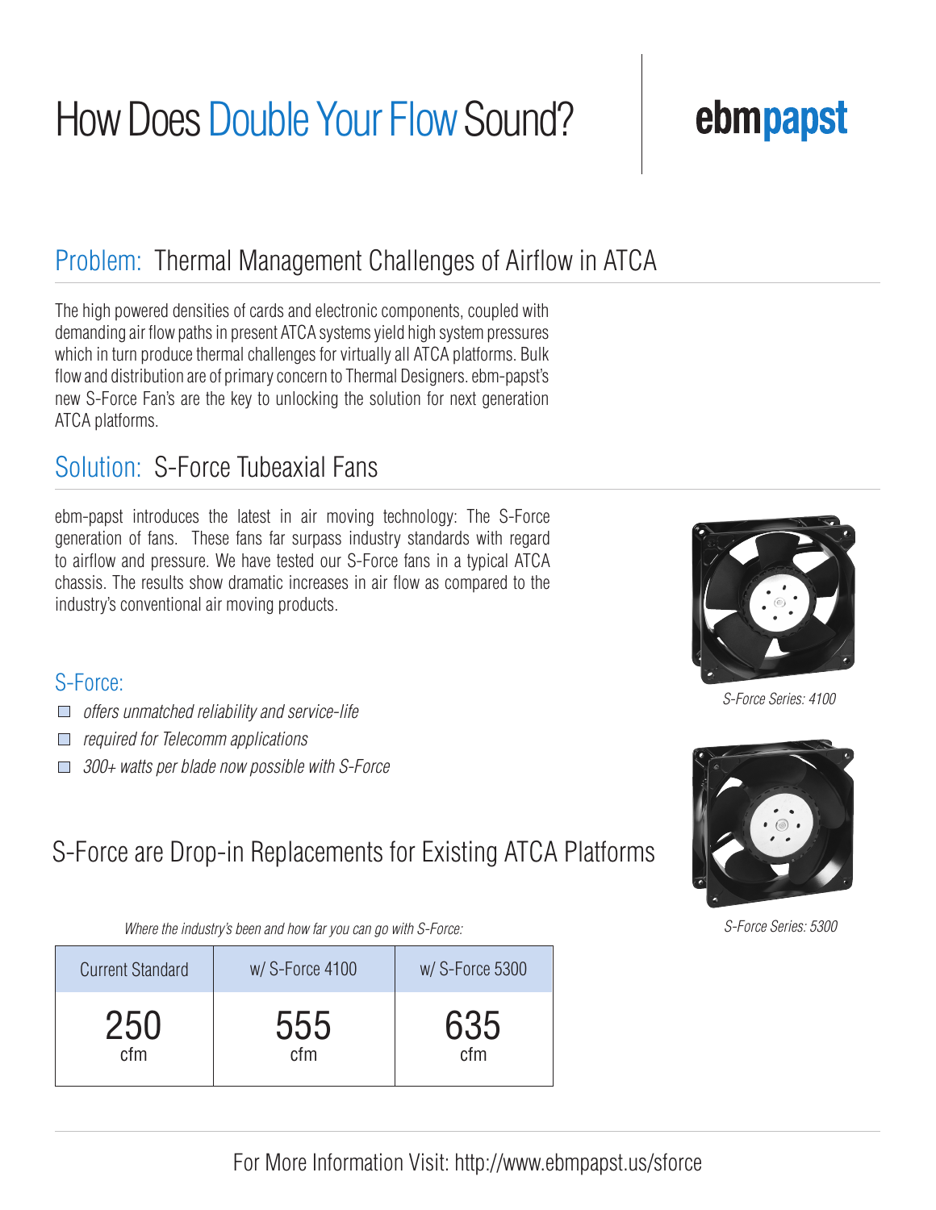# How Does Double Your Flow Sound?

**ebmpapst**

## Problem: Thermal Management Challenges of Airflow in ATCA

The high powered densities of cards and electronic components, coupled with demanding air flow paths in present ATCA systems yield high system pressures which in turn produce thermal challenges for virtually all ATCA platforms. Bulk flow and distribution are of primary concern to Thermal Designers. ebm-papst's new S-Force Fan's are the key to unlocking the solution for next generation ATCA platforms.

## Solution: S-Force Tubeaxial Fans

ebm-papst introduces the latest in air moving technology: The S-Force generation of fans. These fans far surpass industry standards with regard to airflow and pressure. We have tested our S-Force fans in a typical ATCA chassis. The results show dramatic increases in air flow as compared to the industry's conventional air moving products.

*S-Force Series: 4100*

### S-Force:

- *offers unmatched reliability and service-life*
- *required for Telecomm applications*
- *300+ watts per blade now possible with S-Force*

*S-Force Series: 5300*

## S-Force are Drop-in Replacements for Existing ATCA Platforms

*Where the industry's been and how far you can go with S-Force:*

| Current Standard | w/ S-Force 4100 | w/ S-Force 5300 |
|---|---|---|
| 250 cfm | 555 cfm | 635 cfm |

For More Information Visit: http://www.ebmpapst.us/sforce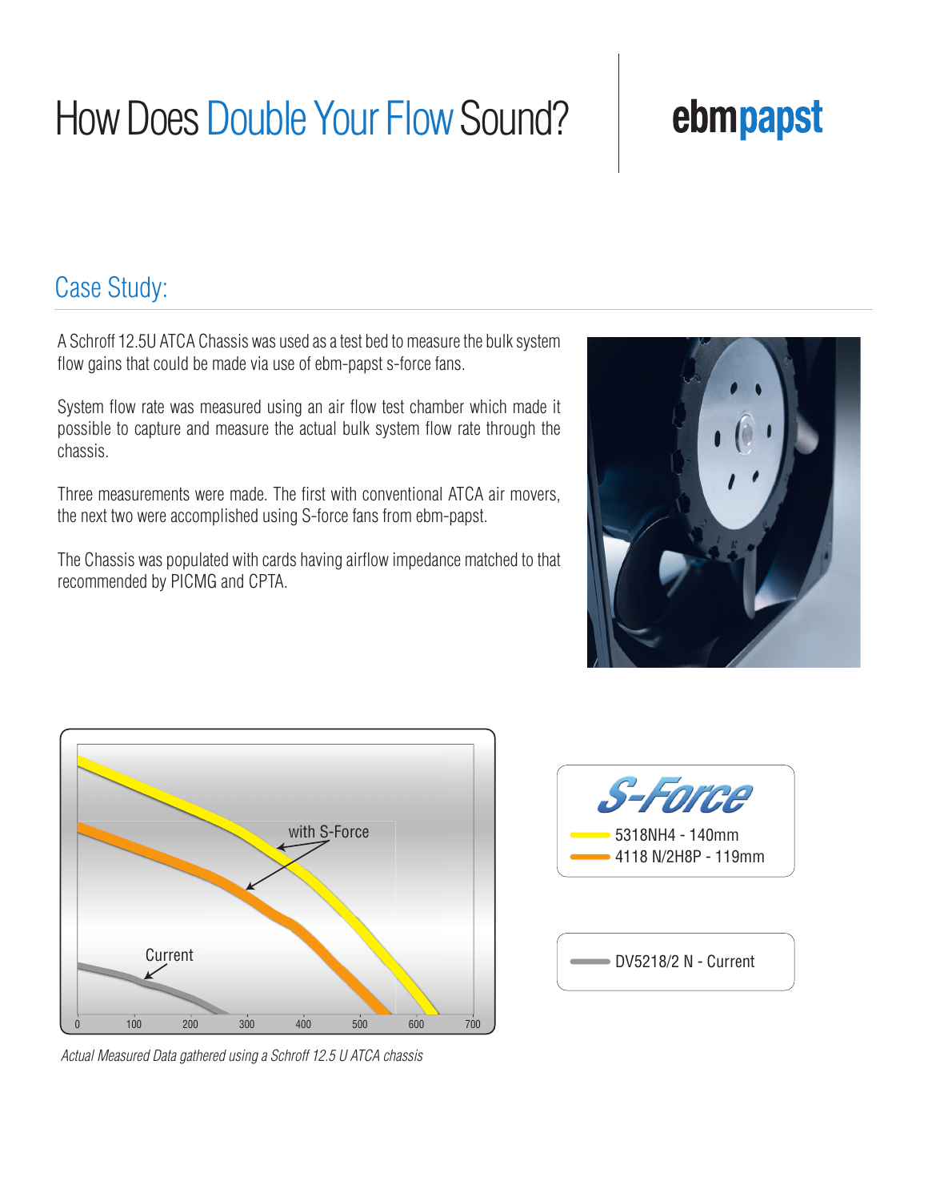# How Does Double Your Flow Sound?

ebmpapst

## Case Study:

A Schroff 12.5U ATCA Chassis was used as a test bed to measure the bulk system flow gains that could be made via use of ebm-papst s-force fans.

System flow rate was measured using an air flow test chamber which made it possible to capture and measure the actual bulk system flow rate through the chassis.

Three measurements were made. The first with conventional ATCA air movers, the next two were accomplished using S-force fans from ebm-papst.

The Chassis was populated with cards having airflow impedance matched to that recommended by PICMG and CPTA.

with S-Force

Current

0 100 200 300 400 500 600 700

*Actual Measured Data gathered using a Schroff 12.5 U ATCA chassis*

S-Force

5318NH4 - 140mm

4118 N/2H8P - 119mm

DV5218/2 N - Current